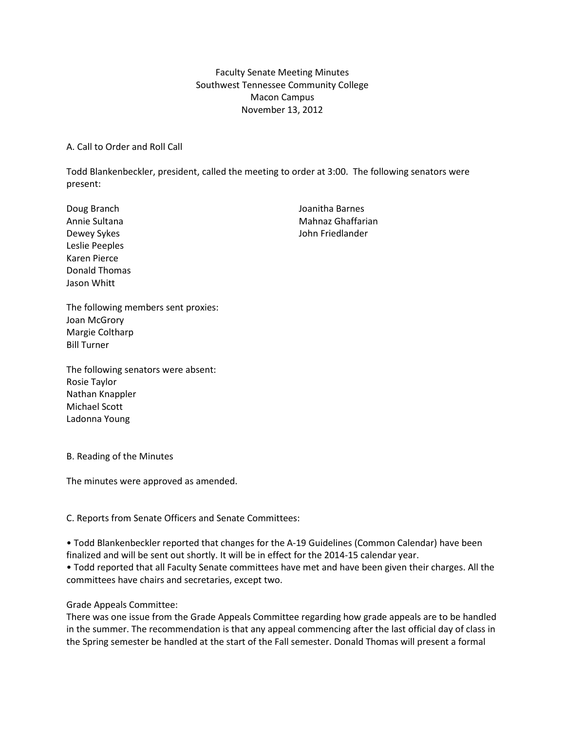Faculty Senate Meeting Minutes
Southwest Tennessee Community College
Macon Campus
November 13, 2012

A. Call to Order and Roll Call

Todd Blankenbeckler, president, called the meeting to order at 3:00. The following senators were present:

Doug Branch
Annie Sultana
Dewey Sykes
Leslie Peeples
Karen Pierce
Donald Thomas
Jason Whitt
Joanitha Barnes
Mahnaz Ghaffarian
John Friedlander

The following members sent proxies:
Joan McGrory
Margie Coltharp
Bill Turner

The following senators were absent:
Rosie Taylor
Nathan Knappler
Michael Scott
Ladonna Young

B. Reading of the Minutes

The minutes were approved as amended.

C. Reports from Senate Officers and Senate Committees:

- Todd Blankenbeckler reported that changes for the A-19 Guidelines (Common Calendar) have been finalized and will be sent out shortly. It will be in effect for the 2014-15 calendar year.
- Todd reported that all Faculty Senate committees have met and have been given their charges. All the committees have chairs and secretaries, except two.

Grade Appeals Committee:
There was one issue from the Grade Appeals Committee regarding how grade appeals are to be handled in the summer. The recommendation is that any appeal commencing after the last official day of class in the Spring semester be handled at the start of the Fall semester. Donald Thomas will present a formal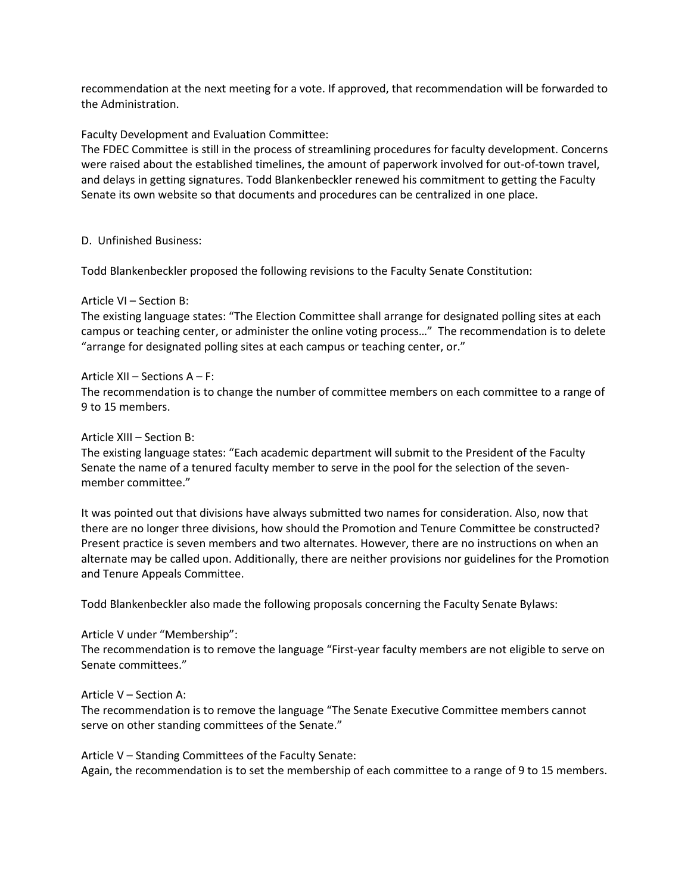recommendation at the next meeting for a vote. If approved, that recommendation will be forwarded to the Administration.

Faculty Development and Evaluation Committee:
The FDEC Committee is still in the process of streamlining procedures for faculty development. Concerns were raised about the established timelines, the amount of paperwork involved for out-of-town travel, and delays in getting signatures. Todd Blankenbeckler renewed his commitment to getting the Faculty Senate its own website so that documents and procedures can be centralized in one place.

D. Unfinished Business:

Todd Blankenbeckler proposed the following revisions to the Faculty Senate Constitution:

Article VI – Section B:
The existing language states: "The Election Committee shall arrange for designated polling sites at each campus or teaching center, or administer the online voting process…" The recommendation is to delete "arrange for designated polling sites at each campus or teaching center, or."

Article XII – Sections A – F:
The recommendation is to change the number of committee members on each committee to a range of 9 to 15 members.

Article XIII – Section B:
The existing language states: "Each academic department will submit to the President of the Faculty Senate the name of a tenured faculty member to serve in the pool for the selection of the seven-member committee."

It was pointed out that divisions have always submitted two names for consideration. Also, now that there are no longer three divisions, how should the Promotion and Tenure Committee be constructed? Present practice is seven members and two alternates. However, there are no instructions on when an alternate may be called upon. Additionally, there are neither provisions nor guidelines for the Promotion and Tenure Appeals Committee.

Todd Blankenbeckler also made the following proposals concerning the Faculty Senate Bylaws:

Article V under "Membership":
The recommendation is to remove the language "First-year faculty members are not eligible to serve on Senate committees."

Article V – Section A:
The recommendation is to remove the language "The Senate Executive Committee members cannot serve on other standing committees of the Senate."

Article V – Standing Committees of the Faculty Senate:
Again, the recommendation is to set the membership of each committee to a range of 9 to 15 members.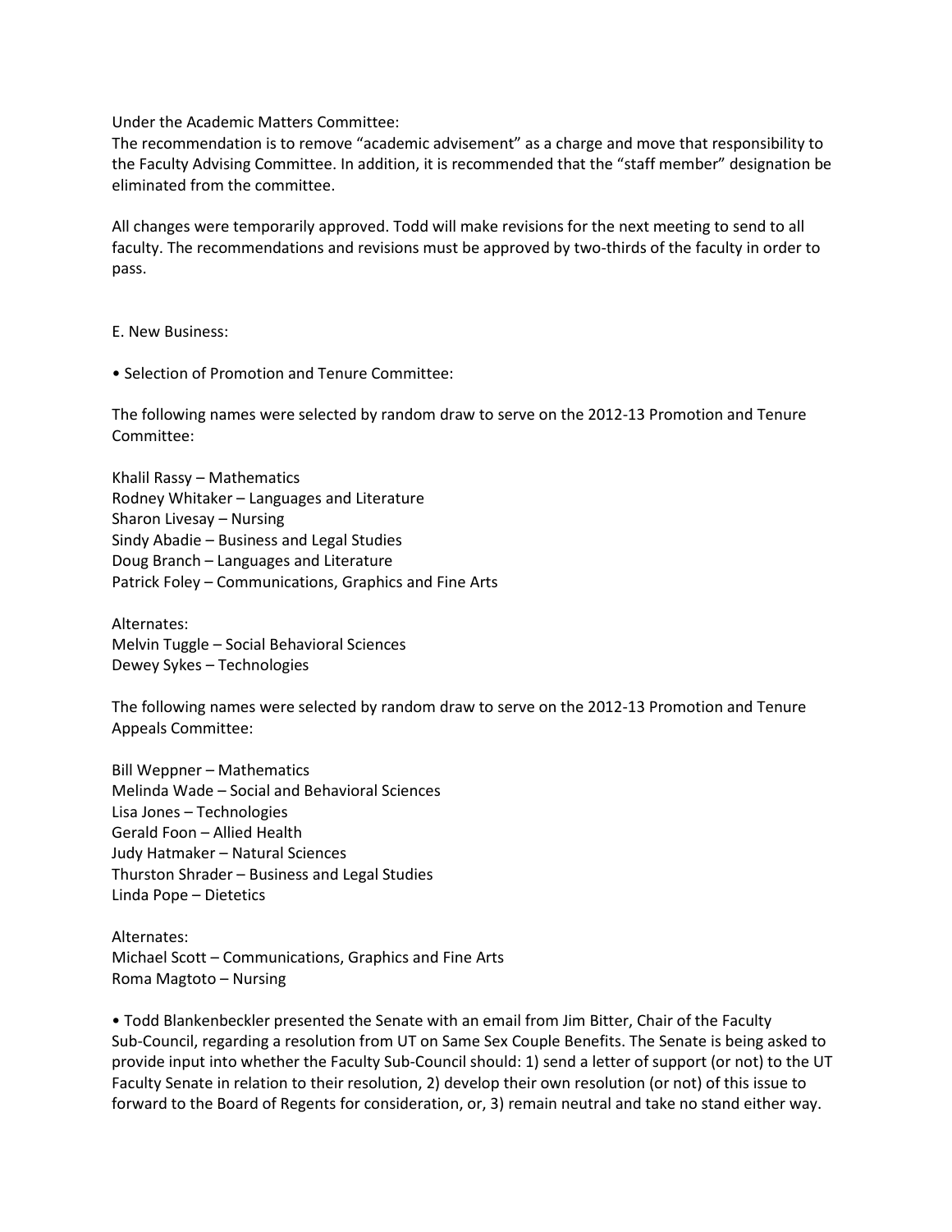Under the Academic Matters Committee:
The recommendation is to remove "academic advisement" as a charge and move that responsibility to the Faculty Advising Committee. In addition, it is recommended that the "staff member" designation be eliminated from the committee.

All changes were temporarily approved. Todd will make revisions for the next meeting to send to all faculty. The recommendations and revisions must be approved by two-thirds of the faculty in order to pass.

E. New Business:

• Selection of Promotion and Tenure Committee:

The following names were selected by random draw to serve on the 2012-13 Promotion and Tenure Committee:

Khalil Rassy – Mathematics
Rodney Whitaker – Languages and Literature
Sharon Livesay – Nursing
Sindy Abadie – Business and Legal Studies
Doug Branch – Languages and Literature
Patrick Foley – Communications, Graphics and Fine Arts

Alternates:
Melvin Tuggle – Social Behavioral Sciences
Dewey Sykes – Technologies

The following names were selected by random draw to serve on the 2012-13 Promotion and Tenure Appeals Committee:

Bill Weppner – Mathematics
Melinda Wade – Social and Behavioral Sciences
Lisa Jones – Technologies
Gerald Foon – Allied Health
Judy Hatmaker – Natural Sciences
Thurston Shrader – Business and Legal Studies
Linda Pope – Dietetics

Alternates:
Michael Scott – Communications, Graphics and Fine Arts
Roma Magtoto – Nursing

• Todd Blankenbeckler presented the Senate with an email from Jim Bitter, Chair of the Faculty Sub-Council, regarding a resolution from UT on Same Sex Couple Benefits. The Senate is being asked to provide input into whether the Faculty Sub-Council should: 1) send a letter of support (or not) to the UT Faculty Senate in relation to their resolution, 2) develop their own resolution (or not) of this issue to forward to the Board of Regents for consideration, or, 3) remain neutral and take no stand either way.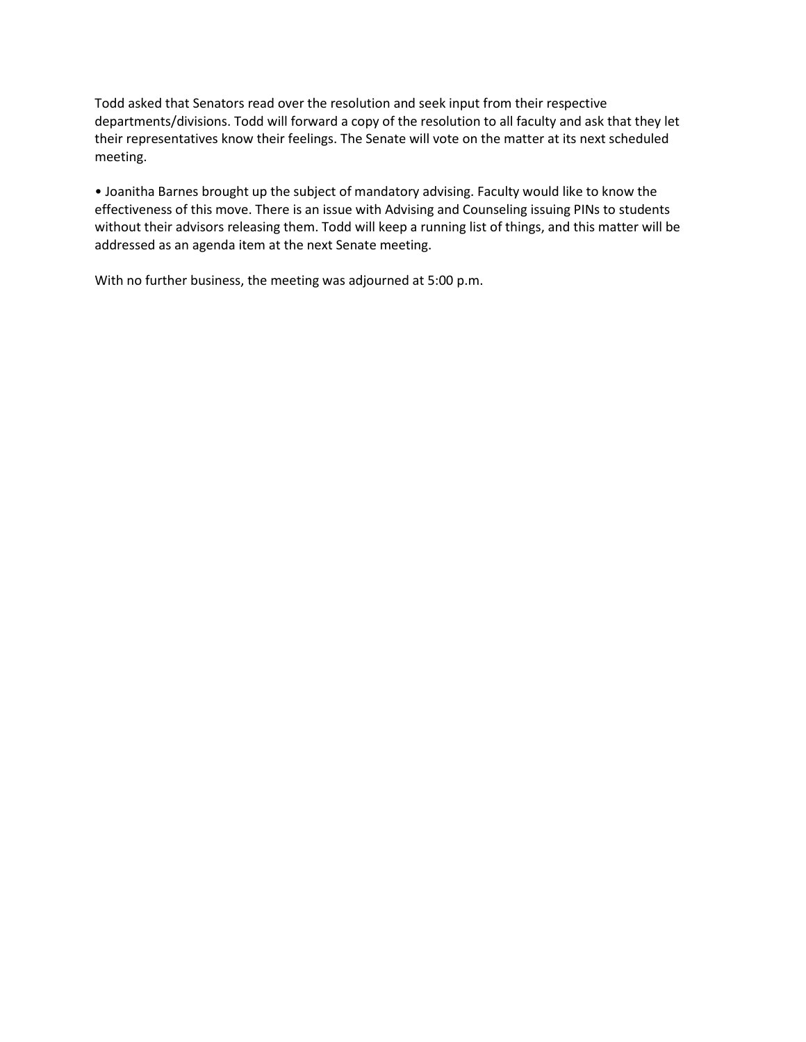Todd asked that Senators read over the resolution and seek input from their respective departments/divisions. Todd will forward a copy of the resolution to all faculty and ask that they let their representatives know their feelings. The Senate will vote on the matter at its next scheduled meeting.

- Joanitha Barnes brought up the subject of mandatory advising. Faculty would like to know the effectiveness of this move. There is an issue with Advising and Counseling issuing PINs to students without their advisors releasing them. Todd will keep a running list of things, and this matter will be addressed as an agenda item at the next Senate meeting.

With no further business, the meeting was adjourned at 5:00 p.m.